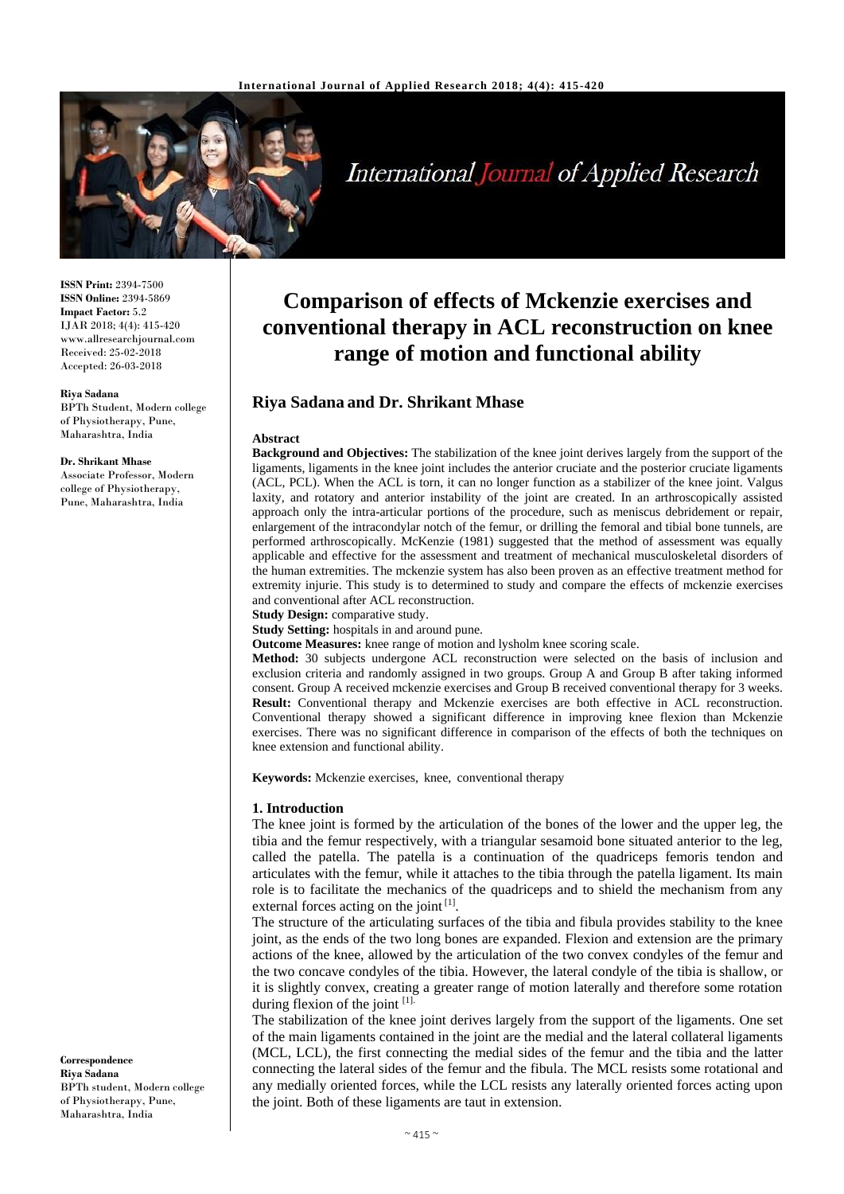**ISSN Print:** 2394-7500
**ISSN Online:** 2394-5869
**Impact Factor:** 5.2
IJAR 2018; 4(4): 415-420
www.allresearchjournal.com
Received: 25-02-2018
Accepted: 26-03-2018

**Riya Sadana**
BPTh Student, Modern college of Physiotherapy, Pune, Maharashtra, India

**Dr. Shrikant Mhase**
Associate Professor, Modern college of Physiotherapy, Pune, Maharashtra, India

**Correspondence**
**Riya Sadana**
BPTh student, Modern college of Physiotherapy, Pune, Maharashtra, India

# Comparison of effects of Mckenzie exercises and conventional therapy in ACL reconstruction on knee range of motion and functional ability

## Riya Sadana and Dr. Shrikant Mhase

### Abstract

**Background and Objectives:** The stabilization of the knee joint derives largely from the support of the ligaments, ligaments in the knee joint includes the anterior cruciate and the posterior cruciate ligaments (ACL, PCL). When the ACL is torn, it can no longer function as a stabilizer of the knee joint. Valgus laxity, and rotatory and anterior instability of the joint are created. In an arthroscopically assisted approach only the intra-articular portions of the procedure, such as meniscus debridement or repair, enlargement of the intracondylar notch of the femur, or drilling the femoral and tibial bone tunnels, are performed arthroscopically. McKenzie (1981) suggested that the method of assessment was equally applicable and effective for the assessment and treatment of mechanical musculoskeletal disorders of the human extremities. The mckenzie system has also been proven as an effective treatment method for extremity injurie. This study is to determined to study and compare the effects of mckenzie exercises and conventional after ACL reconstruction.

**Study Design:** comparative study.

**Study Setting:** hospitals in and around pune.

**Outcome Measures:** knee range of motion and lysholm knee scoring scale.

**Method:** 30 subjects undergone ACL reconstruction were selected on the basis of inclusion and exclusion criteria and randomly assigned in two groups. Group A and Group B after taking informed consent. Group A received mckenzie exercises and Group B received conventional therapy for 3 weeks.

**Result:** Conventional therapy and Mckenzie exercises are both effective in ACL reconstruction. Conventional therapy showed a significant difference in improving knee flexion than Mckenzie exercises. There was no significant difference in comparison of the effects of both the techniques on knee extension and functional ability.

**Keywords:** Mckenzie exercises, knee, conventional therapy

### 1. Introduction

The knee joint is formed by the articulation of the bones of the lower and the upper leg, the tibia and the femur respectively, with a triangular sesamoid bone situated anterior to the leg, called the patella. The patella is a continuation of the quadriceps femoris tendon and articulates with the femur, while it attaches to the tibia through the patella ligament. Its main role is to facilitate the mechanics of the quadriceps and to shield the mechanism from any external forces acting on the joint [1].

The structure of the articulating surfaces of the tibia and fibula provides stability to the knee joint, as the ends of the two long bones are expanded. Flexion and extension are the primary actions of the knee, allowed by the articulation of the two convex condyles of the femur and the two concave condyles of the tibia. However, the lateral condyle of the tibia is shallow, or it is slightly convex, creating a greater range of motion laterally and therefore some rotation during flexion of the joint [1].

The stabilization of the knee joint derives largely from the support of the ligaments. One set of the main ligaments contained in the joint are the medial and the lateral collateral ligaments (MCL, LCL), the first connecting the medial sides of the femur and the tibia and the latter connecting the lateral sides of the femur and the fibula. The MCL resists some rotational and any medially oriented forces, while the LCL resists any laterally oriented forces acting upon the joint. Both of these ligaments are taut in extension.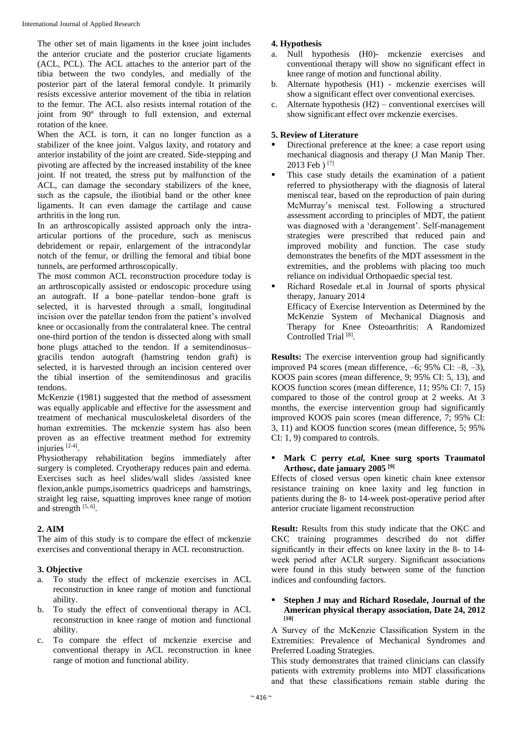The other set of main ligaments in the knee joint includes the anterior cruciate and the posterior cruciate ligaments (ACL, PCL). The ACL attaches to the anterior part of the tibia between the two condyles, and medially of the posterior part of the lateral femoral condyle. It primarily resists excessive anterior movement of the tibia in relation to the femur. The ACL also resists internal rotation of the joint from 90º through to full extension, and external rotation of the knee.

When the ACL is torn, it can no longer function as a stabilizer of the knee joint. Valgus laxity, and rotatory and anterior instability of the joint are created. Side-stepping and pivoting are affected by the increased instability of the knee joint. If not treated, the stress put by malfunction of the ACL, can damage the secondary stabilizers of the knee, such as the capsule, the iliotibial band or the other knee ligaments. It can even damage the cartilage and cause arthritis in the long run.

In an arthroscopically assisted approach only the intra-articular portions of the procedure, such as meniscus debridement or repair, enlargement of the intracondylar notch of the femur, or drilling the femoral and tibial bone tunnels, are performed arthroscopically.

The most common ACL reconstruction procedure today is an arthroscopically assisted or endoscopic procedure using an autograft. If a bone–patellar tendon–bone graft is selected, it is harvested through a small, longitudinal incision over the patellar tendon from the patient's involved knee or occasionally from the contralateral knee. The central one-third portion of the tendon is dissected along with small bone plugs attached to the tendon. If a semitendinosus–gracilis tendon autograft (hamstring tendon graft) is selected, it is harvested through an incision centered over the tibial insertion of the semitendinosus and gracilis tendons.

McKenzie (1981) suggested that the method of assessment was equally applicable and effective for the assessment and treatment of mechanical musculoskeletal disorders of the human extremities. The mckenzie system has also been proven as an effective treatment method for extremity injuries [2-4].

Physiotherapy rehabilitation begins immediately after surgery is completed. Cryotherapy reduces pain and edema. Exercises such as heel slides/wall slides /assisted knee flexion,ankle pumps,isometrics quadriceps and hamstrings, straight leg raise, squatting improves knee range of motion and strength [5, 6].

## 2. AIM

The aim of this study is to compare the effect of mckenzie exercises and conventional therapy in ACL reconstruction.

## 3. Objective

a. To study the effect of mckenzie exercises in ACL reconstruction in knee range of motion and functional ability.
b. To study the effect of conventional therapy in ACL reconstruction in knee range of motion and functional ability.
c. To compare the effect of mckenzie exercise and conventional therapy in ACL reconstruction in knee range of motion and functional ability.

## 4. Hypothesis

a. Null hypothesis (H0)- mckenzie exercises and conventional therapy will show no significant effect in knee range of motion and functional ability.
b. Alternate hypothesis (H1) - mckenzie exercises will show a significant effect over conventional exercises.
c. Alternate hypothesis (H2) – conventional exercises will show significant effect over mckenzie exercises.

## 5. Review of Literature

- Directional preference at the knee: a case report using mechanical diagnosis and therapy (J Man Manip Ther. 2013 Feb ) [7]
- This case study details the examination of a patient referred to physiotherapy with the diagnosis of lateral meniscal tear, based on the reproduction of pain during McMurray's meniscal test. Following a structured assessment according to principles of MDT, the patient was diagnosed with a 'derangement'. Self-management strategies were prescribed that reduced pain and improved mobility and function. The case study demonstrates the benefits of the MDT assessment in the extremities, and the problems with placing too much reliance on individual Orthopaedic special test.
- Richard Rosedale et.al in Journal of sports physical therapy, January 2014.
  Efficacy of Exercise Intervention as Determined by the McKenzie System of Mechanical Diagnosis and Therapy for Knee Osteoarthritis: A Randomized Controlled Trial [8].

**Results:** The exercise intervention group had significantly improved P4 scores (mean difference, –6; 95% CI: –8, –3), KOOS pain scores (mean difference, 9; 95% CI: 5, 13), and KOOS function scores (mean difference, 11; 95% CI: 7, 15) compared to those of the control group at 2 weeks. At 3 months, the exercise intervention group had significantly improved KOOS pain scores (mean difference, 7; 95% CI: 3, 11) and KOOS function scores (mean difference, 5; 95% CI: 1, 9) compared to controls.

- **Mark C perry *et.al*, Knee surg sports Traumatol Arthosc, date january 2005 [9]**

Effects of closed versus open kinetic chain knee extensor resistance training on knee laxity and leg function in patients during the 8- to 14-week post-operative period after anterior cruciate ligament reconstruction

**Result:** Results from this study indicate that the OKC and CKC training programmes described do not differ significantly in their effects on knee laxity in the 8- to 14-week period after ACLR surgery. Significant associations were found in this study between some of the function indices and confounding factors.

- **Stephen J may and Richard Rosedale, Journal of the American physical therapy association, Date 24, 2012 [10]**

A Survey of the McKenzie Classification System in the Extremities: Prevalence of Mechanical Syndromes and Preferred Loading Strategies.

This study demonstrates that trained clinicians can classify patients with extremity problems into MDT classifications and that these classifications remain stable during the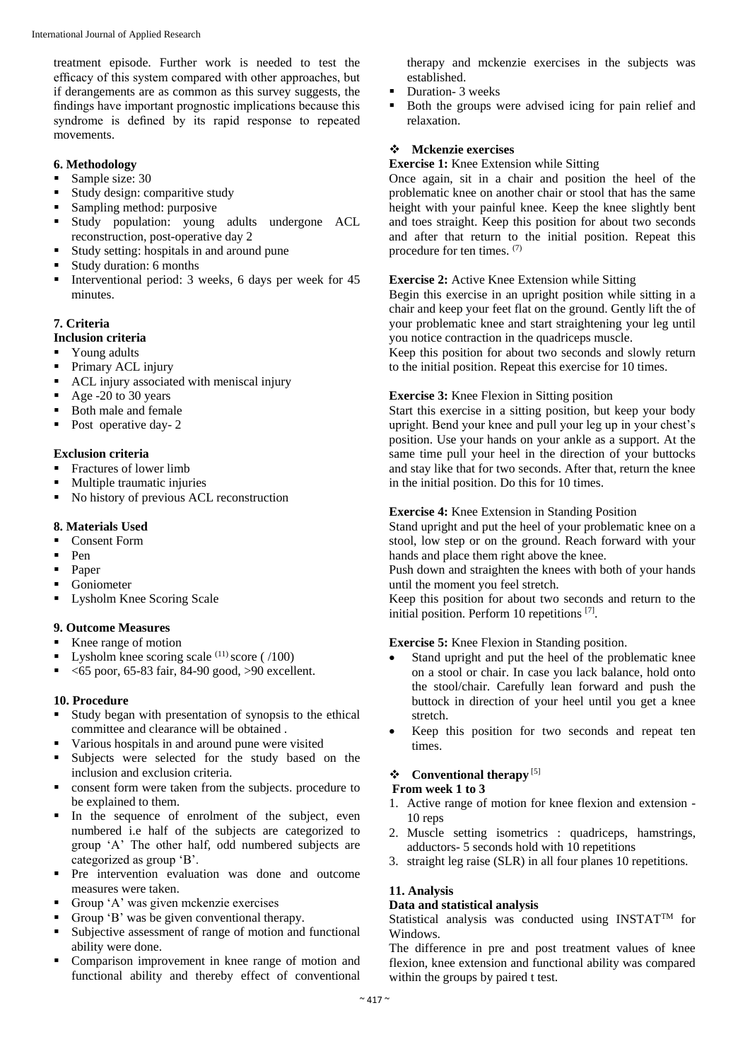treatment episode. Further work is needed to test the efficacy of this system compared with other approaches, but if derangements are as common as this survey suggests, the findings have important prognostic implications because this syndrome is defined by its rapid response to repeated movements.

### 6. Methodology

- Sample size: 30
- Study design: comparitive study
- Sampling method: purposive
- Study population: young adults undergone ACL reconstruction, post-operative day 2
- Study setting: hospitals in and around pune
- Study duration: 6 months
- Interventional period: 3 weeks, 6 days per week for 45 minutes.

### 7. Criteria

**Inclusion criteria**

- Young adults
- Primary ACL injury
- ACL injury associated with meniscal injury
- Age -20 to 30 years
- Both male and female
- Post operative day- 2

**Exclusion criteria**

- Fractures of lower limb
- Multiple traumatic injuries
- No history of previous ACL reconstruction

### 8. Materials Used

- Consent Form
- Pen
- Paper
- Goniometer
- Lysholm Knee Scoring Scale

### 9. Outcome Measures

- Knee range of motion
- Lysholm knee scoring scale (11) score ( /100)
- <65 poor, 65-83 fair, 84-90 good, >90 excellent.

### 10. Procedure

- Study began with presentation of synopsis to the ethical committee and clearance will be obtained .
- Various hospitals in and around pune were visited
- Subjects were selected for the study based on the inclusion and exclusion criteria.
- consent form were taken from the subjects. procedure to be explained to them.
- In the sequence of enrolment of the subject, even numbered i.e half of the subjects are categorized to group 'A' The other half, odd numbered subjects are categorized as group 'B'.
- Pre intervention evaluation was done and outcome measures were taken.
- Group 'A' was given mckenzie exercises
- Group 'B' was be given conventional therapy.
- Subjective assessment of range of motion and functional ability were done.
- Comparison improvement in knee range of motion and functional ability and thereby effect of conventional therapy and mckenzie exercises in the subjects was established.
- Duration- 3 weeks
- Both the groups were advised icing for pain relief and relaxation.

**Mckenzie exercises**

**Exercise 1:** Knee Extension while Sitting

Once again, sit in a chair and position the heel of the problematic knee on another chair or stool that has the same height with your painful knee. Keep the knee slightly bent and toes straight. Keep this position for about two seconds and after that return to the initial position. Repeat this procedure for ten times. (7)

**Exercise 2:** Active Knee Extension while Sitting

Begin this exercise in an upright position while sitting in a chair and keep your feet flat on the ground. Gently lift the of your problematic knee and start straightening your leg until you notice contraction in the quadriceps muscle.

Keep this position for about two seconds and slowly return to the initial position. Repeat this exercise for 10 times.

**Exercise 3:** Knee Flexion in Sitting position

Start this exercise in a sitting position, but keep your body upright. Bend your knee and pull your leg up in your chest's position. Use your hands on your ankle as a support. At the same time pull your heel in the direction of your buttocks and stay like that for two seconds. After that, return the knee in the initial position. Do this for 10 times.

**Exercise 4:** Knee Extension in Standing Position

Stand upright and put the heel of your problematic knee on a stool, low step or on the ground. Reach forward with your hands and place them right above the knee.

Push down and straighten the knees with both of your hands until the moment you feel stretch.

Keep this position for about two seconds and return to the initial position. Perform 10 repetitions [7].

**Exercise 5:** Knee Flexion in Standing position.

- Stand upright and put the heel of the problematic knee on a stool or chair. In case you lack balance, hold onto the stool/chair. Carefully lean forward and push the buttock in direction of your heel until you get a knee stretch.
- Keep this position for two seconds and repeat ten times.

**Conventional therapy** [5]

**From week 1 to 3**

1. Active range of motion for knee flexion and extension - 10 reps
2. Muscle setting isometrics : quadriceps, hamstrings, adductors- 5 seconds hold with 10 repetitions
3. straight leg raise (SLR) in all four planes 10 repetitions.

### 11. Analysis

**Data and statistical analysis**

Statistical analysis was conducted using INSTAT™ for Windows.

The difference in pre and post treatment values of knee flexion, knee extension and functional ability was compared within the groups by paired t test.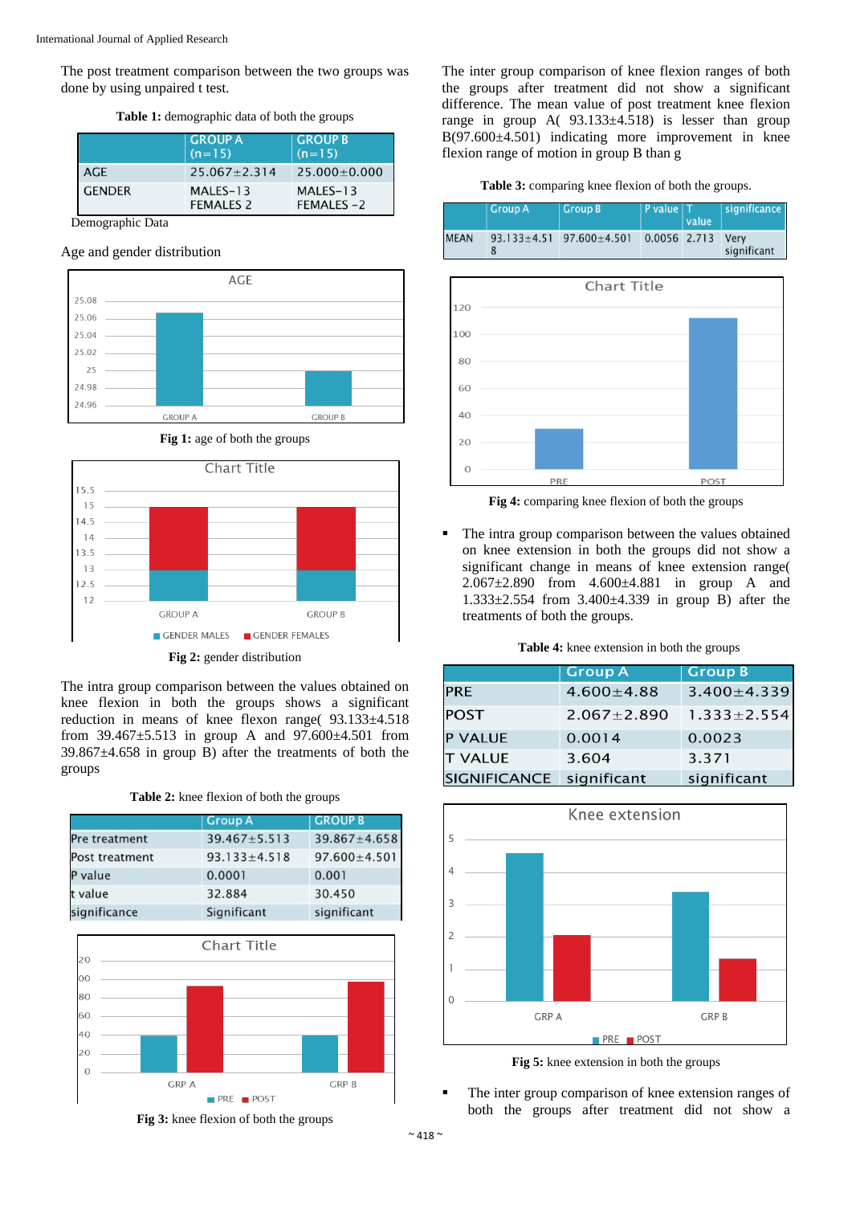The post treatment comparison between the two groups was done by using unpaired t test.

**Table 1:** demographic data of both the groups

| | GROUP A (n=15) | GROUP B (n=15) |
|---|---|---|
| AGE | 25.067±2.314 | 25.000±0.000 |
| GENDER | MALES-13 FEMALES 2 | MALES-13 FEMALES -2 |

Demographic Data

Age and gender distribution

**Fig 1:** age of both the groups

**Fig 2:** gender distribution

The intra group comparison between the values obtained on knee flexion in both the groups shows a significant reduction in means of knee flexon range( 93.133±4.518 from 39.467±5.513 in group A and 97.600±4.501 from 39.867±4.658 in group B) after the treatments of both the groups

**Table 2:** knee flexion of both the groups

| | Group A | Group B |
|---|---|---|
| Pre treatment | 39.467±5.513 | 39.867±4.658 |
| Post treatment | 93.133±4.518 | 97.600±4.501 |
| P value | 0.0001 | 0.001 |
| t value | 32.884 | 30.450 |
| significance | Significant | significant |

**Fig 3:** knee flexion of both the groups

The inter group comparison of knee flexion ranges of both the groups after treatment did not show a significant difference. The mean value of post treatment knee flexion range in group A( 93.133±4.518) is lesser than group B(97.600±4.501) indicating more improvement in knee flexion range of motion in group B than g

**Table 3:** comparing knee flexion of both the groups.

| | Group A | Group B | P value | T value | significance |
|---|---|---|---|---|---|
| MEAN | 93.133±4.518 | 97.600±4.501 | 0.0056 | 2.713 | Very significant |

**Fig 4:** comparing knee flexion of both the groups

- The intra group comparison between the values obtained on knee extension in both the groups did not show a significant change in means of knee extension range( 2.067±2.890 from 4.600±4.881 in group A and 1.333±2.554 from 3.400±4.339 in group B) after the treatments of both the groups.

**Table 4:** knee extension in both the groups

| | Group A | Group B |
|---|---|---|
| PRE | 4.600±4.88 | 3.400±4.339 |
| POST | 2.067±2.890 | 1.333±2.554 |
| P VALUE | 0.0014 | 0.0023 |
| T VALUE | 3.604 | 3.371 |
| SIGNIFICANCE | significant | significant |

**Fig 5:** knee extension in both the groups

- The inter group comparison of knee extension ranges of both the groups after treatment did not show a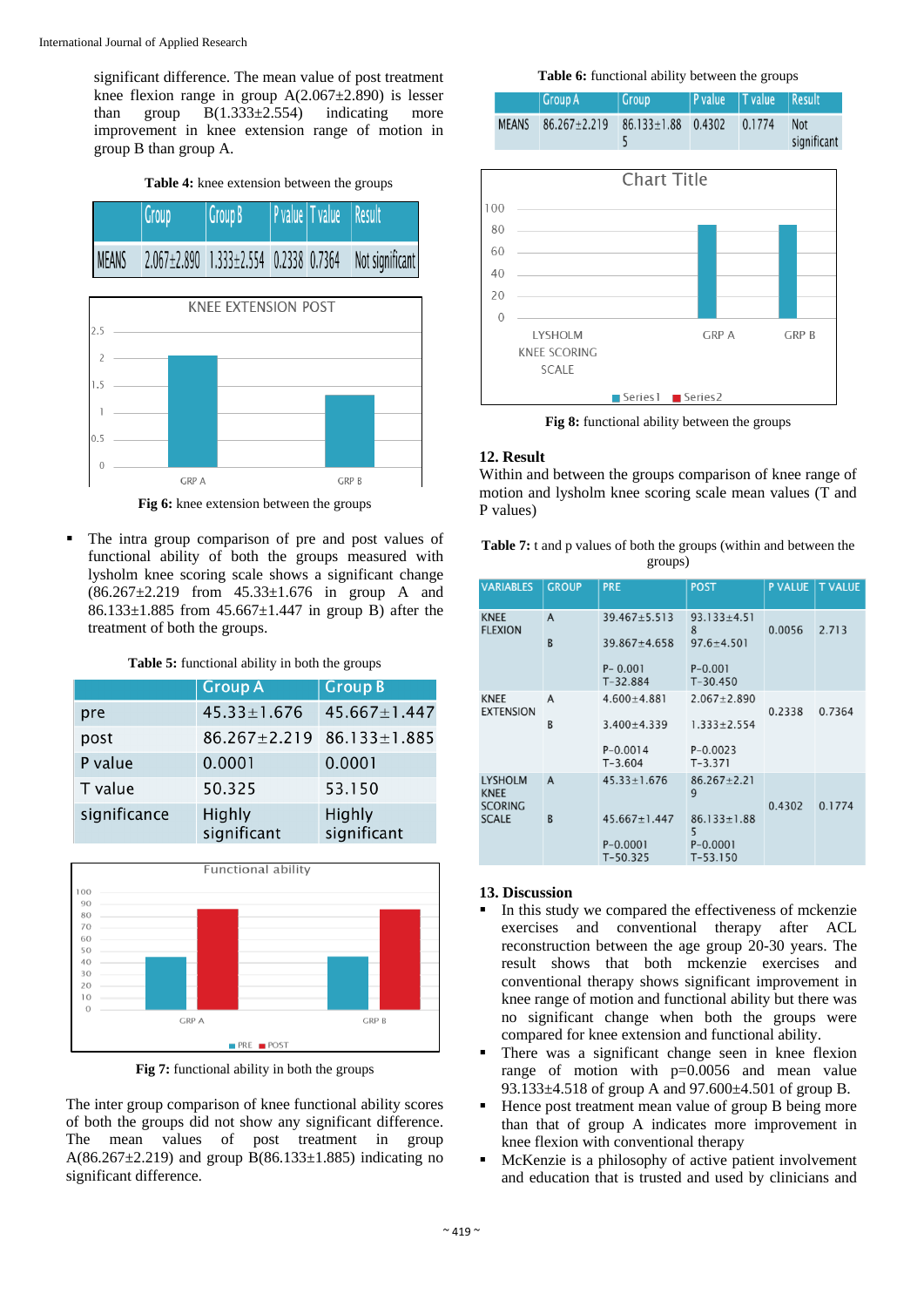significant difference. The mean value of post treatment knee flexion range in group A(2.067±2.890) is lesser than group B(1.333±2.554) indicating more improvement in knee extension range of motion in group B than group A.

**Table 4:** knee extension between the groups

| Group | Group B | P value | T value | Result |
|---|---|---|---|---|
| MEANS | 2.067±2.890 | 1.333±2.554 | 0.2338 | 0.7364 | Not significant |

**Fig 6:** knee extension between the groups

- The intra group comparison of pre and post values of functional ability of both the groups measured with lysholm knee scoring scale shows a significant change (86.267±2.219 from 45.33±1.676 in group A and 86.133±1.885 from 45.667±1.447 in group B) after the treatment of both the groups.

**Table 5:** functional ability in both the groups

| | Group A | Group B |
|---|---|---|
| pre | 45.33±1.676 | 45.667±1.447 |
| post | 86.267±2.219 | 86.133±1.885 |
| P value | 0.0001 | 0.0001 |
| T value | 50.325 | 53.150 |
| significance | Highly significant | Highly significant |

**Fig 7:** functional ability in both the groups

The inter group comparison of knee functional ability scores of both the groups did not show any significant difference. The mean values of post treatment in group A(86.267±2.219) and group B(86.133±1.885) indicating no significant difference.

**Table 6:** functional ability between the groups

| | Group A | Group | P value | T value | Result |
|---|---|---|---|---|---|
| MEANS | 86.267±2.219 | 86.133±1.885 | 0.4302 | 0.1774 | Not significant |

**Fig 8:** functional ability between the groups

## 12. Result

Within and between the groups comparison of knee range of motion and lysholm knee scoring scale mean values (T and P values)

**Table 7:** t and p values of both the groups (within and between the groups)

| VARIABLES | GROUP | PRE | POST | P VALUE | T VALUE |
|---|---|---|---|---|---|
| KNEE FLEXION | A | 39.467±5.513 | 93.133±4.518 | 0.0056 | 2.713 |
| | B | 39.867±4.658 | 97.6±4.501 | | |
| | | P- 0.001 T-32.884 | P-0.001 T-30.450 | | |
| KNEE EXTENSION | A | 4.600±4.881 | 2.067±2.890 | 0.2338 | 0.7364 |
| | B | 3.400±4.339 | 1.333±2.554 | | |
| | | P-0.0014 T-3.604 | P-0.0023 T-3.371 | | |
| LYSHOLM KNEE SCORING SCALE | A | 45.33±1.676 | 86.267±2.219 | 0.4302 | 0.1774 |
| | B | 45.667±1.447 | 86.133±1.885 | | |
| | | P-0.0001 T-50.325 | P-0.0001 T-53.150 | | |

## 13. Discussion

- In this study we compared the effectiveness of mckenzie exercises and conventional therapy after ACL reconstruction between the age group 20-30 years. The result shows that both mckenzie exercises and conventional therapy shows significant improvement in knee range of motion and functional ability but there was no significant change when both the groups were compared for knee extension and functional ability.
- There was a significant change seen in knee flexion range of motion with p=0.0056 and mean value 93.133±4.518 of group A and 97.600±4.501 of group B.
- Hence post treatment mean value of group B being more than that of group A indicates more improvement in knee flexion with conventional therapy
- McKenzie is a philosophy of active patient involvement and education that is trusted and used by clinicians and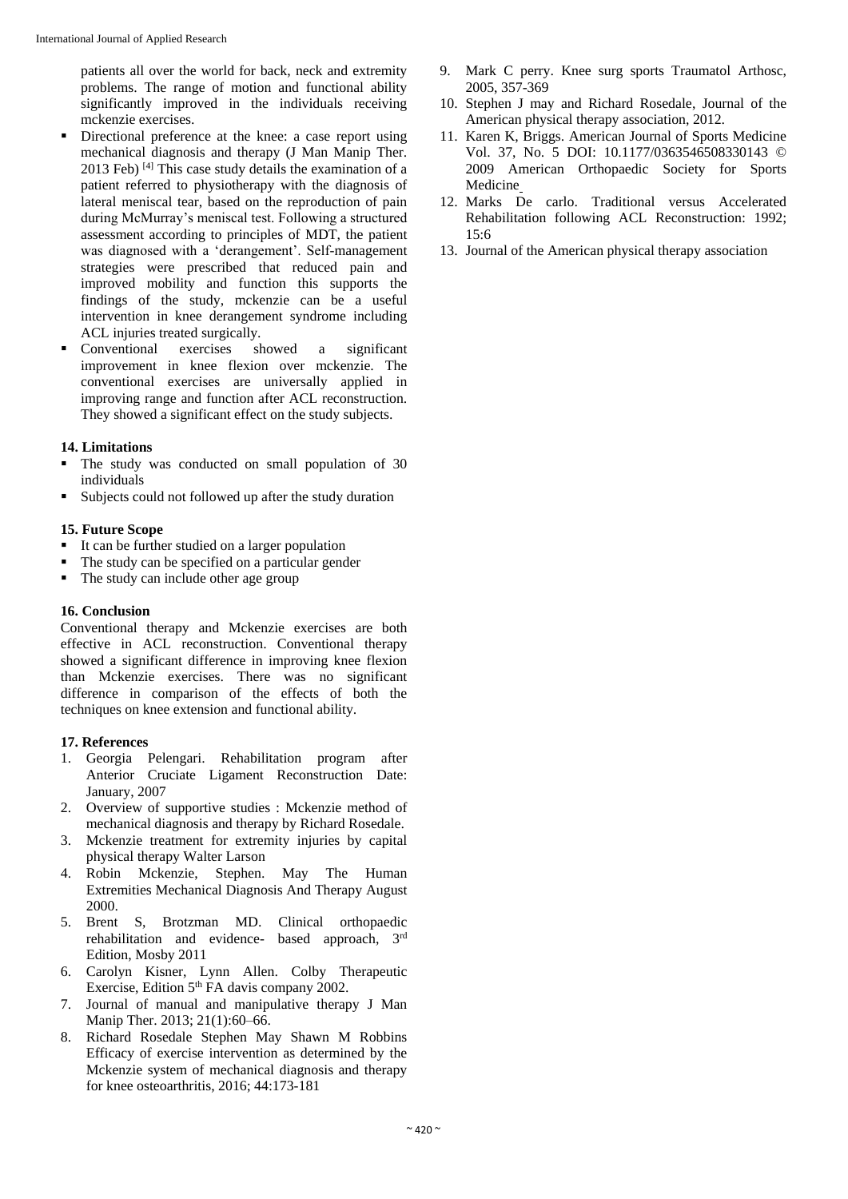patients all over the world for back, neck and extremity problems. The range of motion and functional ability significantly improved in the individuals receiving mckenzie exercises.

- Directional preference at the knee: a case report using mechanical diagnosis and therapy (J Man Manip Ther. 2013 Feb) [4] This case study details the examination of a patient referred to physiotherapy with the diagnosis of lateral meniscal tear, based on the reproduction of pain during McMurray's meniscal test. Following a structured assessment according to principles of MDT, the patient was diagnosed with a 'derangement'. Self-management strategies were prescribed that reduced pain and improved mobility and function this supports the findings of the study, mckenzie can be a useful intervention in knee derangement syndrome including ACL injuries treated surgically.
- Conventional exercises showed a significant improvement in knee flexion over mckenzie. The conventional exercises are universally applied in improving range and function after ACL reconstruction. They showed a significant effect on the study subjects.

## 14. Limitations

- The study was conducted on small population of 30 individuals
- Subjects could not followed up after the study duration

## 15. Future Scope

- It can be further studied on a larger population
- The study can be specified on a particular gender
- The study can include other age group

## 16. Conclusion

Conventional therapy and Mckenzie exercises are both effective in ACL reconstruction. Conventional therapy showed a significant difference in improving knee flexion than Mckenzie exercises. There was no significant difference in comparison of the effects of both the techniques on knee extension and functional ability.

## 17. References

1. Georgia Pelengari. Rehabilitation program after Anterior Cruciate Ligament Reconstruction Date: January, 2007
2. Overview of supportive studies : Mckenzie method of mechanical diagnosis and therapy by Richard Rosedale.
3. Mckenzie treatment for extremity injuries by capital physical therapy Walter Larson
4. Robin Mckenzie, Stephen. May The Human Extremities Mechanical Diagnosis And Therapy August 2000.
5. Brent S, Brotzman MD. Clinical orthopaedic rehabilitation and evidence- based approach, 3rd Edition, Mosby 2011
6. Carolyn Kisner, Lynn Allen. Colby Therapeutic Exercise, Edition 5th FA davis company 2002.
7. Journal of manual and manipulative therapy J Man Manip Ther. 2013; 21(1):60–66.
8. Richard Rosedale Stephen May Shawn M Robbins Efficacy of exercise intervention as determined by the Mckenzie system of mechanical diagnosis and therapy for knee osteoarthritis, 2016; 44:173-181
9. Mark C perry. Knee surg sports Traumatol Arthosc, 2005, 357-369
10. Stephen J may and Richard Rosedale, Journal of the American physical therapy association, 2012.
11. Karen K, Briggs. American Journal of Sports Medicine Vol. 37, No. 5 DOI: 10.1177/0363546508330143 © 2009 American Orthopaedic Society for Sports Medicine
12. Marks De carlo. Traditional versus Accelerated Rehabilitation following ACL Reconstruction: 1992; 15:6
13. Journal of the American physical therapy association